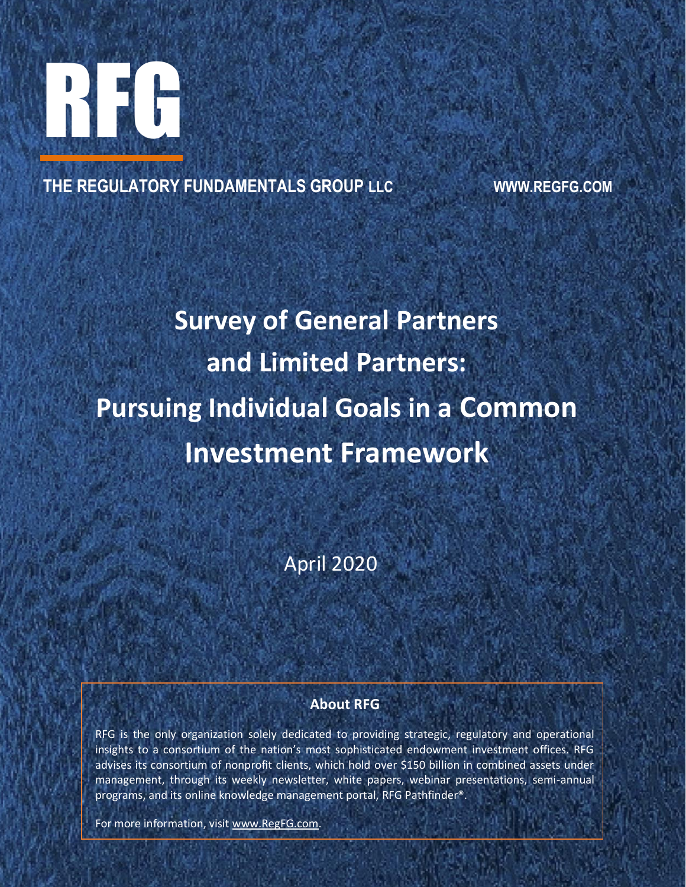# RFG

**THE REGULATORY FUNDAMENTALS GROUP LLC** **WWW.REGFG.COM**

# Survey of General Partners and Limited Partners: Pursuing Individual Goals in a Common Investment Framework

April 2020

## About RFG

RFG is the only organization solely dedicated to providing strategic, regulatory and operational insights to a consortium of the nation's most sophisticated endowment investment offices. RFG advises its consortium of nonprofit clients, which hold over $150 billion in combined assets under management, through its weekly newsletter, white papers, webinar presentations, semi-annual programs, and its online knowledge management portal, RFG Pathfinder®.

For more information, visit www.RegFG.com.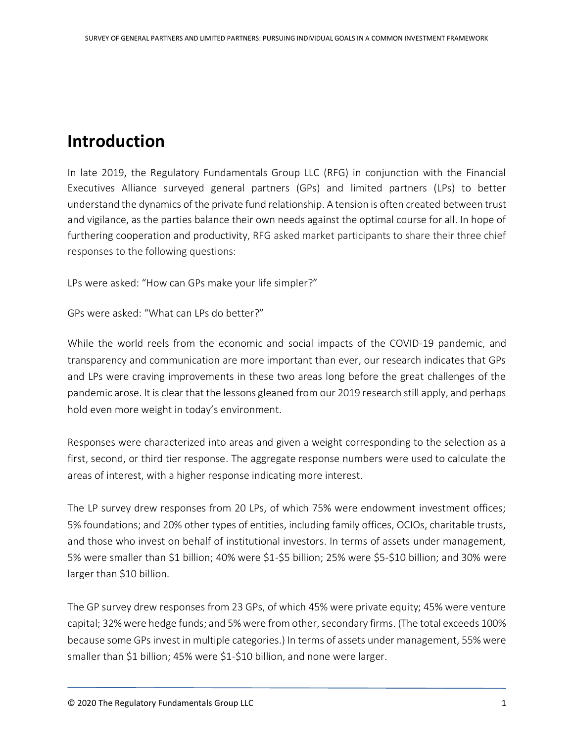# Introduction

In late 2019, the Regulatory Fundamentals Group LLC (RFG) in conjunction with the Financial Executives Alliance surveyed general partners (GPs) and limited partners (LPs) to better understand the dynamics of the private fund relationship. A tension is often created between trust and vigilance, as the parties balance their own needs against the optimal course for all. In hope of furthering cooperation and productivity, RFG asked market participants to share their three chief responses to the following questions:

LPs were asked: "How can GPs make your life simpler?"

GPs were asked: "What can LPs do better?"

While the world reels from the economic and social impacts of the COVID-19 pandemic, and transparency and communication are more important than ever, our research indicates that GPs and LPs were craving improvements in these two areas long before the great challenges of the pandemic arose. It is clear that the lessons gleaned from our 2019 research still apply, and perhaps hold even more weight in today's environment.

Responses were characterized into areas and given a weight corresponding to the selection as a first, second, or third tier response. The aggregate response numbers were used to calculate the areas of interest, with a higher response indicating more interest.

The LP survey drew responses from 20 LPs, of which 75% were endowment investment offices; 5% foundations; and 20% other types of entities, including family offices, OCIOs, charitable trusts, and those who invest on behalf of institutional investors. In terms of assets under management, 5% were smaller than $1 billion; 40% were $1-$5 billion; 25% were $5-$10 billion; and 30% were larger than $10 billion.

The GP survey drew responses from 23 GPs, of which 45% were private equity; 45% were venture capital; 32% were hedge funds; and 5% were from other, secondary firms. (The total exceeds 100% because some GPs invest in multiple categories.) In terms of assets under management, 55% were smaller than $1 billion; 45% were $1-$10 billion, and none were larger.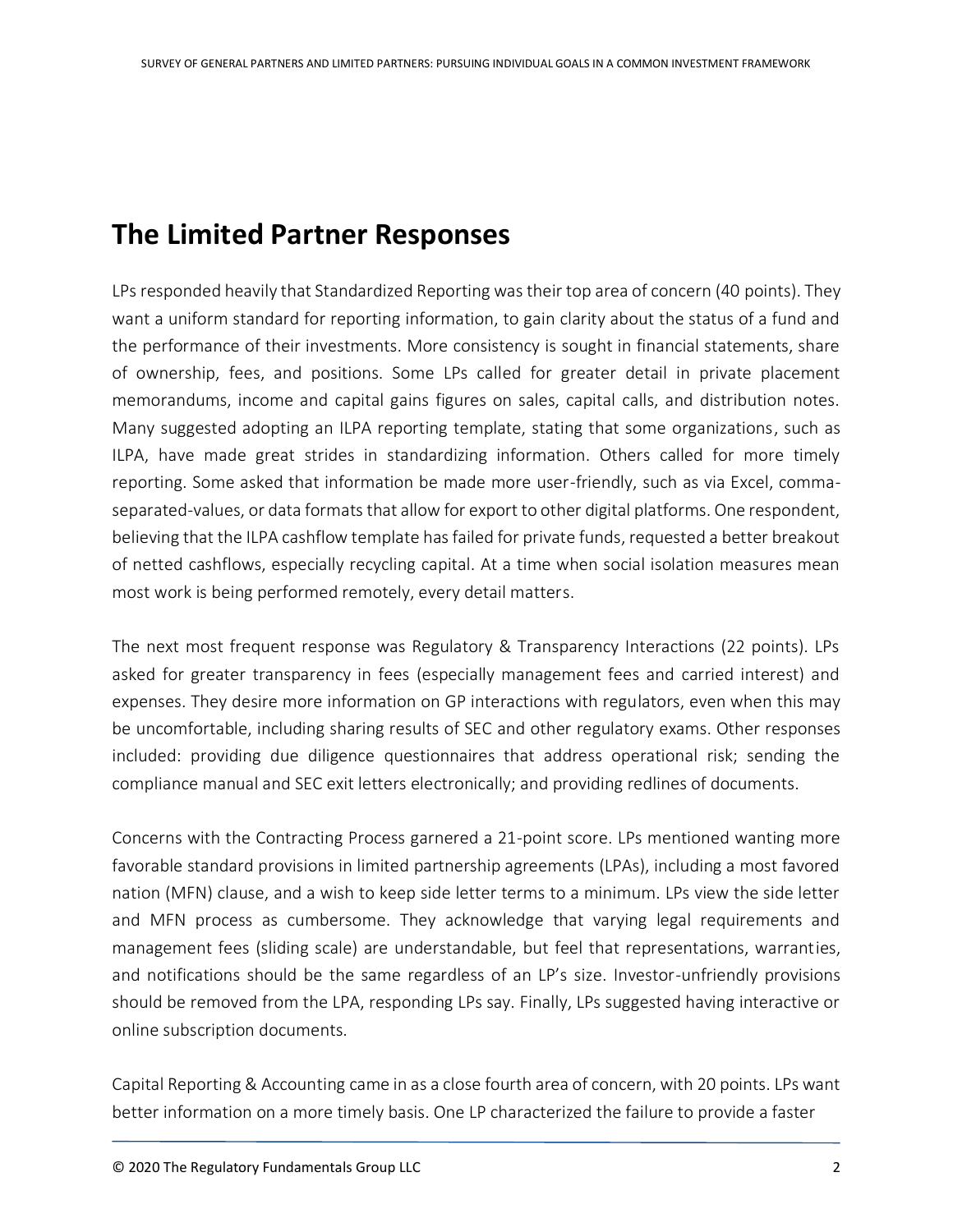## The Limited Partner Responses

LPs responded heavily that Standardized Reporting was their top area of concern (40 points). They want a uniform standard for reporting information, to gain clarity about the status of a fund and the performance of their investments. More consistency is sought in financial statements, share of ownership, fees, and positions. Some LPs called for greater detail in private placement memorandums, income and capital gains figures on sales, capital calls, and distribution notes. Many suggested adopting an ILPA reporting template, stating that some organizations, such as ILPA, have made great strides in standardizing information. Others called for more timely reporting. Some asked that information be made more user-friendly, such as via Excel, comma-separated-values, or data formats that allow for export to other digital platforms. One respondent, believing that the ILPA cashflow template has failed for private funds, requested a better breakout of netted cashflows, especially recycling capital. At a time when social isolation measures mean most work is being performed remotely, every detail matters.

The next most frequent response was Regulatory & Transparency Interactions (22 points). LPs asked for greater transparency in fees (especially management fees and carried interest) and expenses. They desire more information on GP interactions with regulators, even when this may be uncomfortable, including sharing results of SEC and other regulatory exams. Other responses included: providing due diligence questionnaires that address operational risk; sending the compliance manual and SEC exit letters electronically; and providing redlines of documents.

Concerns with the Contracting Process garnered a 21-point score. LPs mentioned wanting more favorable standard provisions in limited partnership agreements (LPAs), including a most favored nation (MFN) clause, and a wish to keep side letter terms to a minimum. LPs view the side letter and MFN process as cumbersome. They acknowledge that varying legal requirements and management fees (sliding scale) are understandable, but feel that representations, warranties, and notifications should be the same regardless of an LP's size. Investor-unfriendly provisions should be removed from the LPA, responding LPs say. Finally, LPs suggested having interactive or online subscription documents.

Capital Reporting & Accounting came in as a close fourth area of concern, with 20 points. LPs want better information on a more timely basis. One LP characterized the failure to provide a faster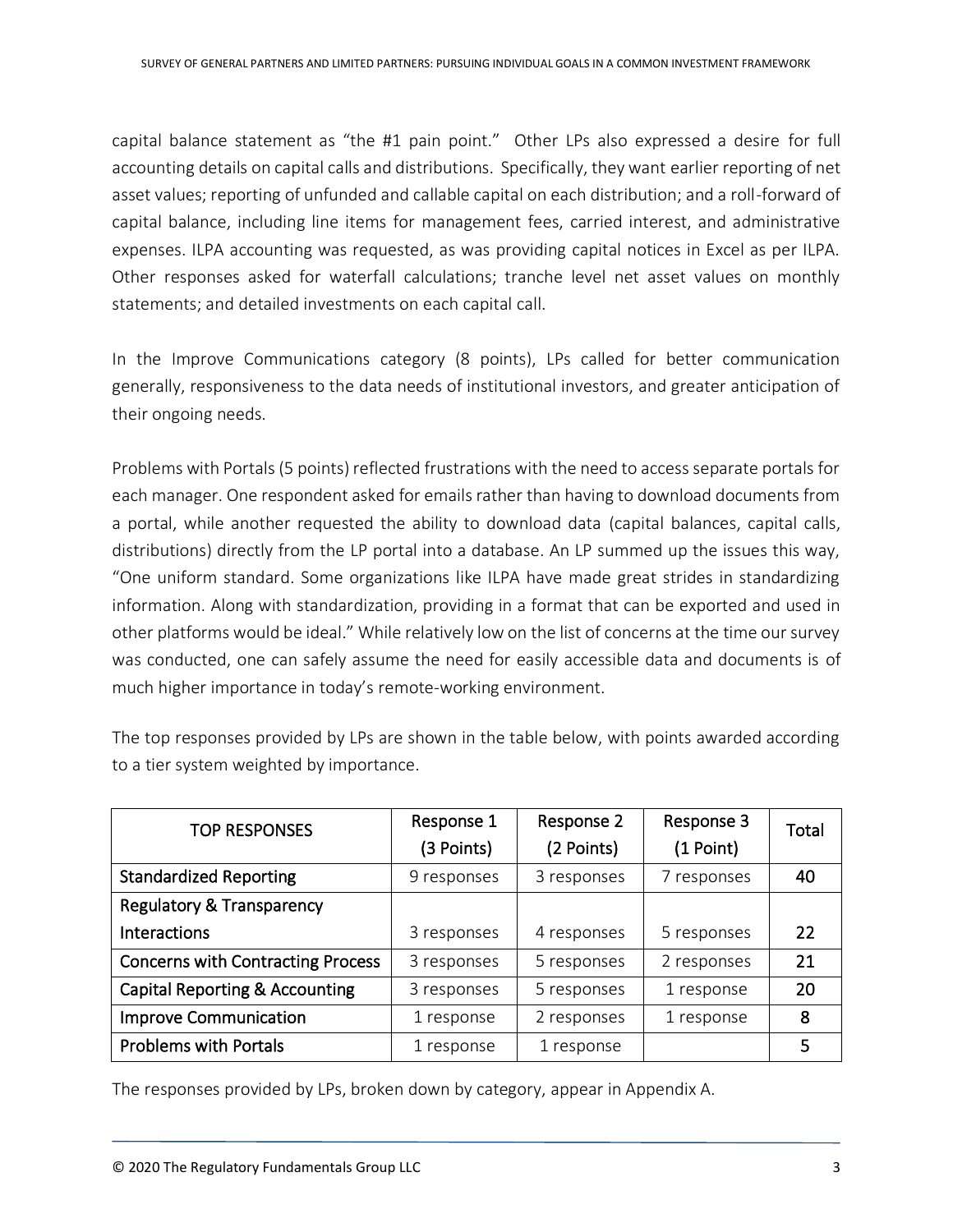capital balance statement as "the #1 pain point." Other LPs also expressed a desire for full accounting details on capital calls and distributions. Specifically, they want earlier reporting of net asset values; reporting of unfunded and callable capital on each distribution; and a roll-forward of capital balance, including line items for management fees, carried interest, and administrative expenses. ILPA accounting was requested, as was providing capital notices in Excel as per ILPA. Other responses asked for waterfall calculations; tranche level net asset values on monthly statements; and detailed investments on each capital call.

In the Improve Communications category (8 points), LPs called for better communication generally, responsiveness to the data needs of institutional investors, and greater anticipation of their ongoing needs.

Problems with Portals (5 points) reflected frustrations with the need to access separate portals for each manager. One respondent asked for emails rather than having to download documents from a portal, while another requested the ability to download data (capital balances, capital calls, distributions) directly from the LP portal into a database. An LP summed up the issues this way, "One uniform standard. Some organizations like ILPA have made great strides in standardizing information. Along with standardization, providing in a format that can be exported and used in other platforms would be ideal." While relatively low on the list of concerns at the time our survey was conducted, one can safely assume the need for easily accessible data and documents is of much higher importance in today's remote-working environment.

The top responses provided by LPs are shown in the table below, with points awarded according to a tier system weighted by importance.

| TOP RESPONSES | Response 1 (3 Points) | Response 2 (2 Points) | Response 3 (1 Point) | Total |
|---|---|---|---|---|
| Standardized Reporting | 9 responses | 3 responses | 7 responses | 40 |
| Regulatory & Transparency Interactions | 3 responses | 4 responses | 5 responses | 22 |
| Concerns with Contracting Process | 3 responses | 5 responses | 2 responses | 21 |
| Capital Reporting & Accounting | 3 responses | 5 responses | 1 response | 20 |
| Improve Communication | 1 response | 2 responses | 1 response | 8 |
| Problems with Portals | 1 response | 1 response | | 5 |

The responses provided by LPs, broken down by category, appear in Appendix A.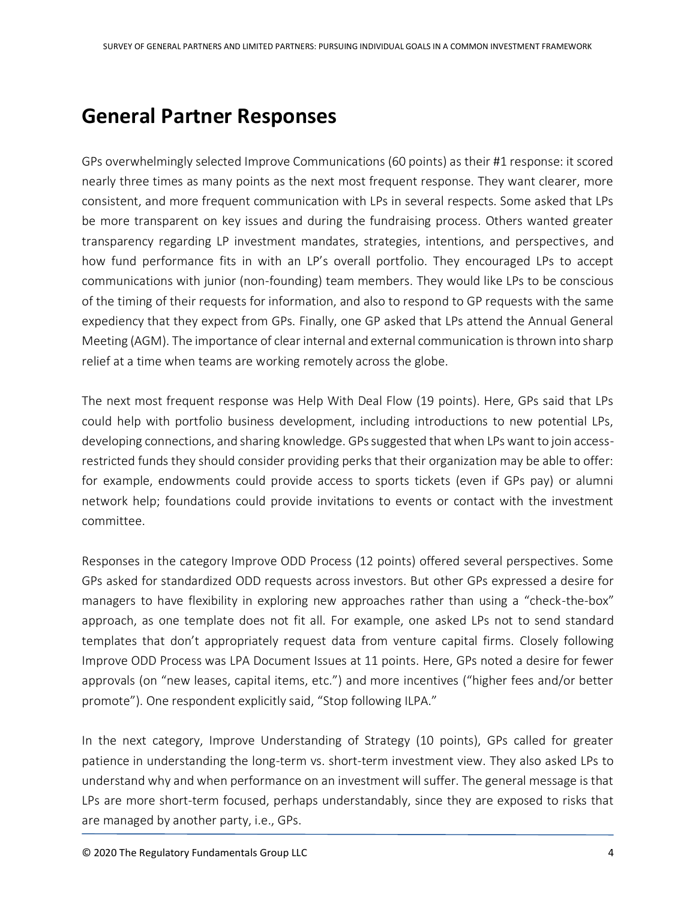## General Partner Responses

GPs overwhelmingly selected Improve Communications (60 points) as their #1 response: it scored nearly three times as many points as the next most frequent response. They want clearer, more consistent, and more frequent communication with LPs in several respects. Some asked that LPs be more transparent on key issues and during the fundraising process. Others wanted greater transparency regarding LP investment mandates, strategies, intentions, and perspectives, and how fund performance fits in with an LP's overall portfolio. They encouraged LPs to accept communications with junior (non-founding) team members. They would like LPs to be conscious of the timing of their requests for information, and also to respond to GP requests with the same expediency that they expect from GPs. Finally, one GP asked that LPs attend the Annual General Meeting (AGM). The importance of clear internal and external communication is thrown into sharp relief at a time when teams are working remotely across the globe.

The next most frequent response was Help With Deal Flow (19 points). Here, GPs said that LPs could help with portfolio business development, including introductions to new potential LPs, developing connections, and sharing knowledge. GPs suggested that when LPs want to join access-restricted funds they should consider providing perks that their organization may be able to offer: for example, endowments could provide access to sports tickets (even if GPs pay) or alumni network help; foundations could provide invitations to events or contact with the investment committee.

Responses in the category Improve ODD Process (12 points) offered several perspectives. Some GPs asked for standardized ODD requests across investors. But other GPs expressed a desire for managers to have flexibility in exploring new approaches rather than using a "check-the-box" approach, as one template does not fit all. For example, one asked LPs not to send standard templates that don't appropriately request data from venture capital firms. Closely following Improve ODD Process was LPA Document Issues at 11 points. Here, GPs noted a desire for fewer approvals (on "new leases, capital items, etc.") and more incentives ("higher fees and/or better promote"). One respondent explicitly said, "Stop following ILPA."

In the next category, Improve Understanding of Strategy (10 points), GPs called for greater patience in understanding the long-term vs. short-term investment view. They also asked LPs to understand why and when performance on an investment will suffer. The general message is that LPs are more short-term focused, perhaps understandably, since they are exposed to risks that are managed by another party, i.e., GPs.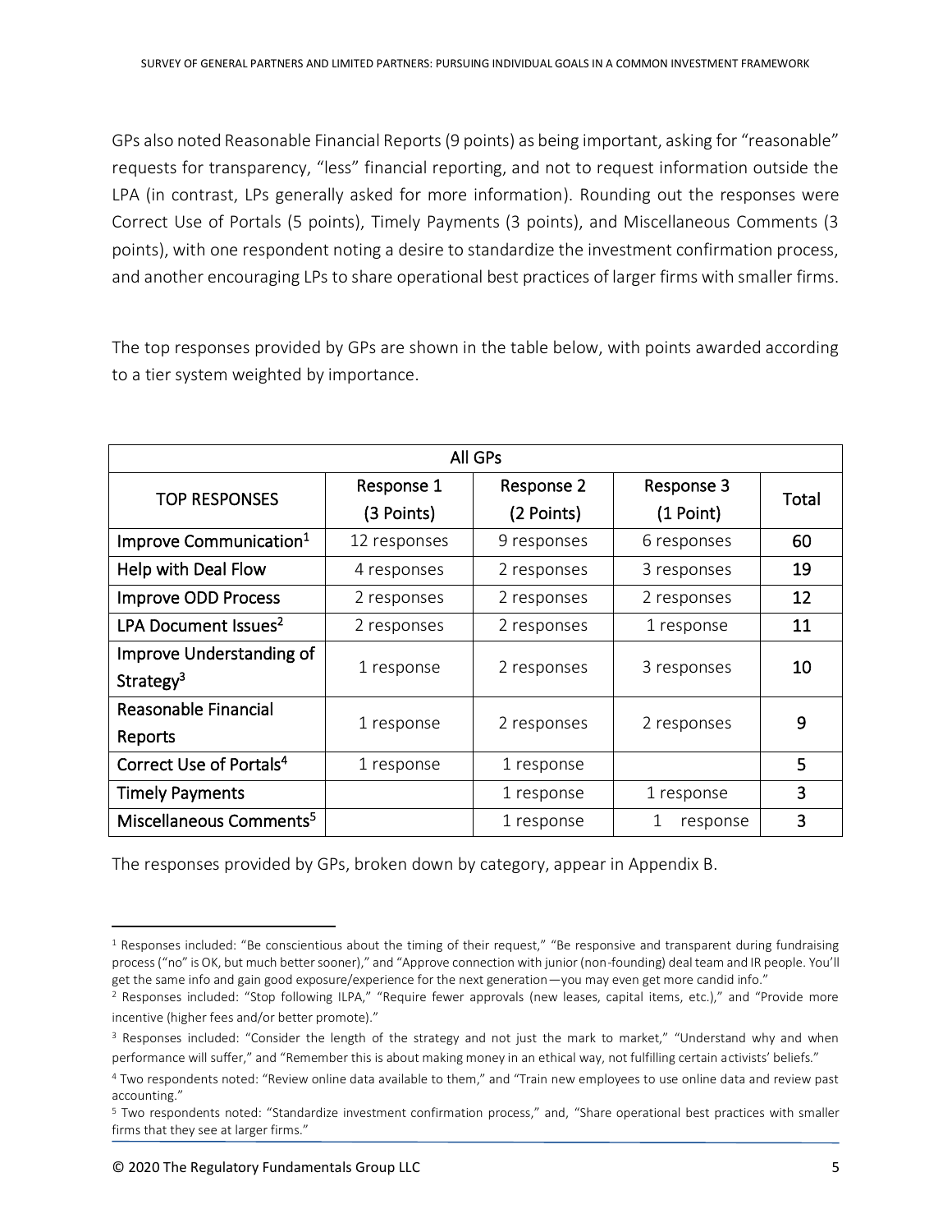GPs also noted Reasonable Financial Reports (9 points) as being important, asking for "reasonable" requests for transparency, "less" financial reporting, and not to request information outside the LPA (in contrast, LPs generally asked for more information). Rounding out the responses were Correct Use of Portals (5 points), Timely Payments (3 points), and Miscellaneous Comments (3 points), with one respondent noting a desire to standardize the investment confirmation process, and another encouraging LPs to share operational best practices of larger firms with smaller firms.

The top responses provided by GPs are shown in the table below, with points awarded according to a tier system weighted by importance.

| All GPs | | | | |
|---|---|---|---|---|
| TOP RESPONSES | Response 1 (3 Points) | Response 2 (2 Points) | Response 3 (1 Point) | Total |
| Improve Communication[1] | 12 responses | 9 responses | 6 responses | 60 |
| Help with Deal Flow | 4 responses | 2 responses | 3 responses | 19 |
| Improve ODD Process | 2 responses | 2 responses | 2 responses | 12 |
| LPA Document Issues[2] | 2 responses | 2 responses | 1 response | 11 |
| Improve Understanding of Strategy[3] | 1 response | 2 responses | 3 responses | 10 |
| Reasonable Financial Reports | 1 response | 2 responses | 2 responses | 9 |
| Correct Use of Portals[4] | 1 response | 1 response | | 5 |
| Timely Payments | | 1 response | 1 response | 3 |
| Miscellaneous Comments[5] | | 1 response | 1 response | 3 |

The responses provided by GPs, broken down by category, appear in Appendix B.

---

[1] Responses included: "Be conscientious about the timing of their request," "Be responsive and transparent during fundraising process ("no" is OK, but much better sooner)," and "Approve connection with junior (non-founding) deal team and IR people. You'll get the same info and gain good exposure/experience for the next generation—you may even get more candid info."

[2] Responses included: "Stop following ILPA," "Require fewer approvals (new leases, capital items, etc.)," and "Provide more incentive (higher fees and/or better promote)."

[3] Responses included: "Consider the length of the strategy and not just the mark to market," "Understand why and when performance will suffer," and "Remember this is about making money in an ethical way, not fulfilling certain activists' beliefs."

[4] Two respondents noted: "Review online data available to them," and "Train new employees to use online data and review past accounting."

[5] Two respondents noted: "Standardize investment confirmation process," and, "Share operational best practices with smaller firms that they see at larger firms."

© 2020 The Regulatory Fundamentals Group LLC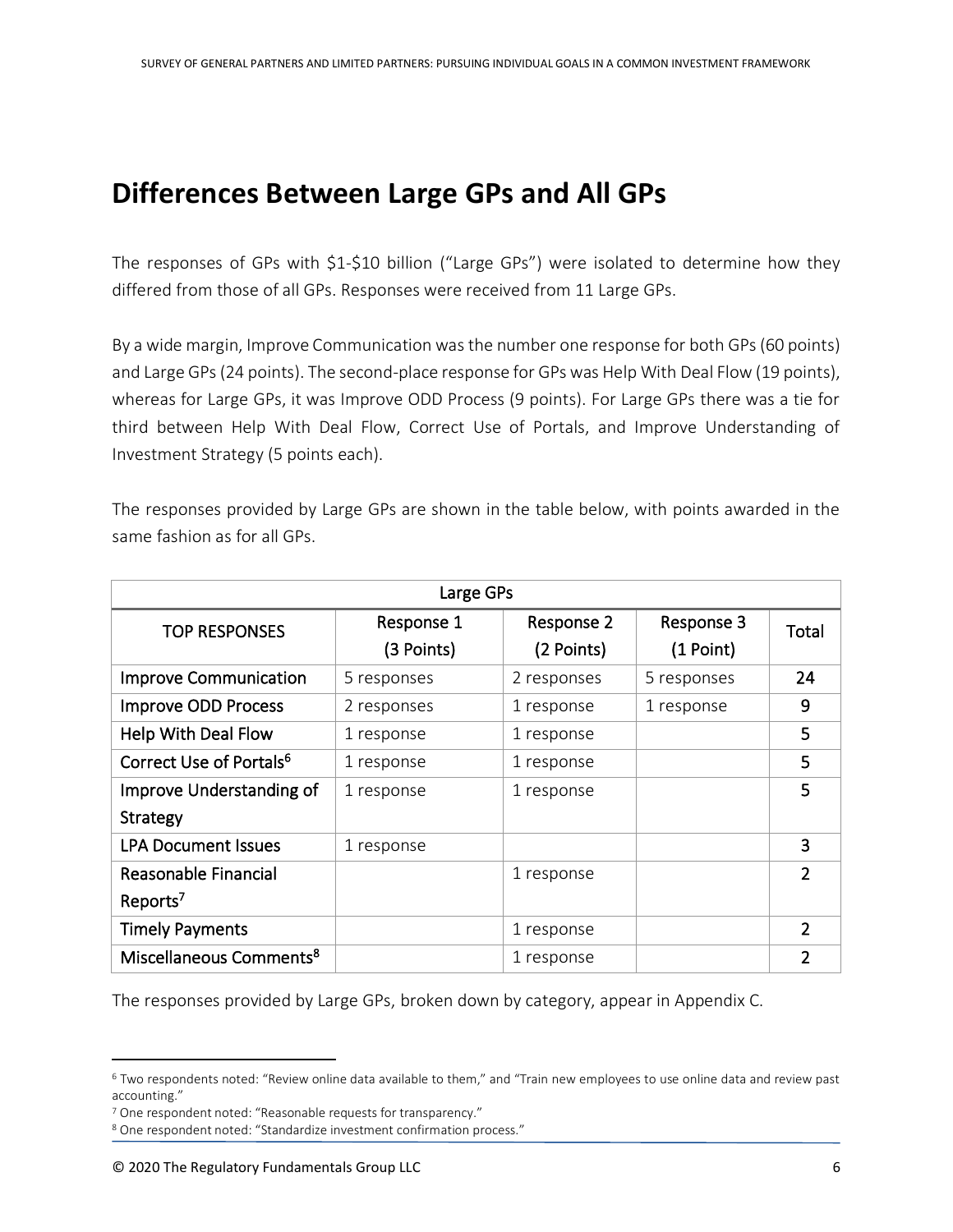## Differences Between Large GPs and All GPs

The responses of GPs with $1-$10 billion ("Large GPs") were isolated to determine how they differed from those of all GPs. Responses were received from 11 Large GPs.

By a wide margin, Improve Communication was the number one response for both GPs (60 points) and Large GPs (24 points). The second-place response for GPs was Help With Deal Flow (19 points), whereas for Large GPs, it was Improve ODD Process (9 points). For Large GPs there was a tie for third between Help With Deal Flow, Correct Use of Portals, and Improve Understanding of Investment Strategy (5 points each).

The responses provided by Large GPs are shown in the table below, with points awarded in the same fashion as for all GPs.

| Large GPs | | | | |
|---|---|---|---|---|
| TOP RESPONSES | Response 1 (3 Points) | Response 2 (2 Points) | Response 3 (1 Point) | Total |
| Improve Communication | 5 responses | 2 responses | 5 responses | 24 |
| Improve ODD Process | 2 responses | 1 response | 1 response | 9 |
| Help With Deal Flow | 1 response | 1 response | | 5 |
| Correct Use of Portals[6] | 1 response | 1 response | | 5 |
| Improve Understanding of Strategy | 1 response | 1 response | | 5 |
| LPA Document Issues | 1 response | | | 3 |
| Reasonable Financial Reports[7] | | 1 response | | 2 |
| Timely Payments | | 1 response | | 2 |
| Miscellaneous Comments[8] | | 1 response | | 2 |

The responses provided by Large GPs, broken down by category, appear in Appendix C.

---

[6] Two respondents noted: "Review online data available to them," and "Train new employees to use online data and review past accounting."

[7] One respondent noted: "Reasonable requests for transparency."

[8] One respondent noted: "Standardize investment confirmation process."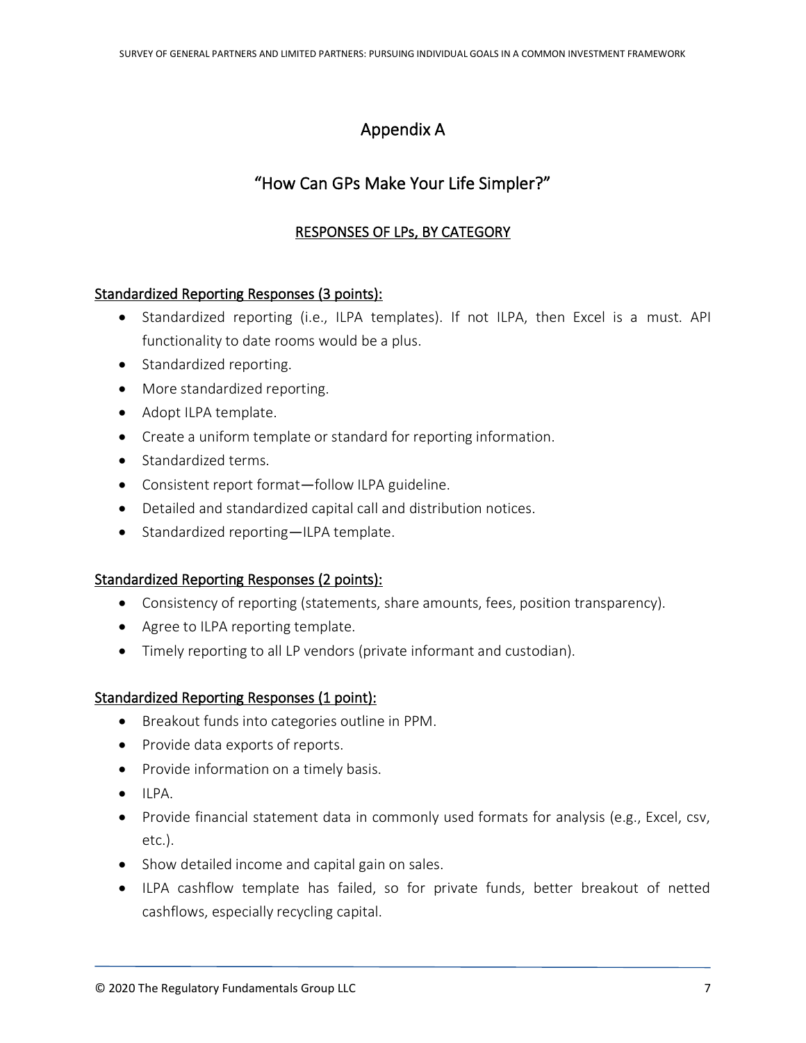# Appendix A

## "How Can GPs Make Your Life Simpler?"

### RESPONSES OF LPs, BY CATEGORY

**Standardized Reporting Responses (3 points):**

- Standardized reporting (i.e., ILPA templates). If not ILPA, then Excel is a must. API functionality to date rooms would be a plus.
- Standardized reporting.
- More standardized reporting.
- Adopt ILPA template.
- Create a uniform template or standard for reporting information.
- Standardized terms.
- Consistent report format—follow ILPA guideline.
- Detailed and standardized capital call and distribution notices.
- Standardized reporting—ILPA template.

**Standardized Reporting Responses (2 points):**

- Consistency of reporting (statements, share amounts, fees, position transparency).
- Agree to ILPA reporting template.
- Timely reporting to all LP vendors (private informant and custodian).

**Standardized Reporting Responses (1 point):**

- Breakout funds into categories outline in PPM.
- Provide data exports of reports.
- Provide information on a timely basis.
- ILPA.
- Provide financial statement data in commonly used formats for analysis (e.g., Excel, csv, etc.).
- Show detailed income and capital gain on sales.
- ILPA cashflow template has failed, so for private funds, better breakout of netted cashflows, especially recycling capital.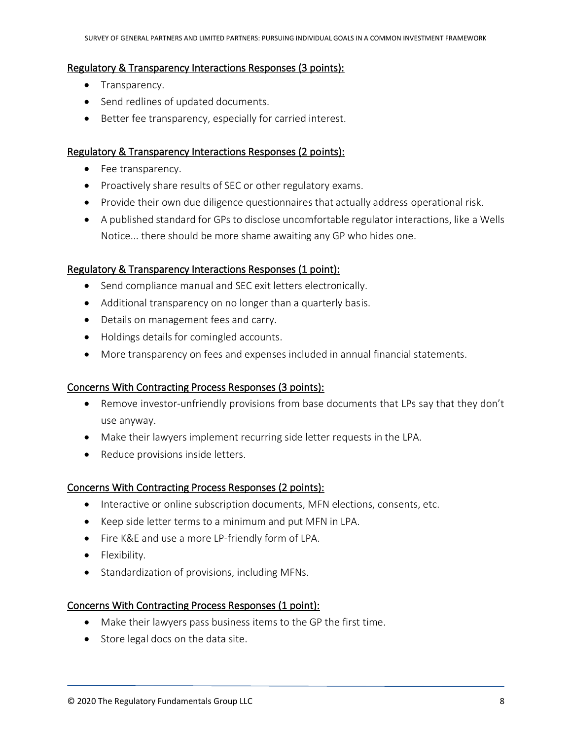<u>Regulatory & Transparency Interactions Responses (3 points):</u>

- Transparency.
- Send redlines of updated documents.
- Better fee transparency, especially for carried interest.

<u>Regulatory & Transparency Interactions Responses (2 points):</u>

- Fee transparency.
- Proactively share results of SEC or other regulatory exams.
- Provide their own due diligence questionnaires that actually address operational risk.
- A published standard for GPs to disclose uncomfortable regulator interactions, like a Wells Notice... there should be more shame awaiting any GP who hides one.

<u>Regulatory & Transparency Interactions Responses (1 point):</u>

- Send compliance manual and SEC exit letters electronically.
- Additional transparency on no longer than a quarterly basis.
- Details on management fees and carry.
- Holdings details for comingled accounts.
- More transparency on fees and expenses included in annual financial statements.

<u>Concerns With Contracting Process Responses (3 points):</u>

- Remove investor-unfriendly provisions from base documents that LPs say that they don't use anyway.
- Make their lawyers implement recurring side letter requests in the LPA.
- Reduce provisions inside letters.

<u>Concerns With Contracting Process Responses (2 points):</u>

- Interactive or online subscription documents, MFN elections, consents, etc.
- Keep side letter terms to a minimum and put MFN in LPA.
- Fire K&E and use a more LP-friendly form of LPA.
- Flexibility.
- Standardization of provisions, including MFNs.

<u>Concerns With Contracting Process Responses (1 point):</u>

- Make their lawyers pass business items to the GP the first time.
- Store legal docs on the data site.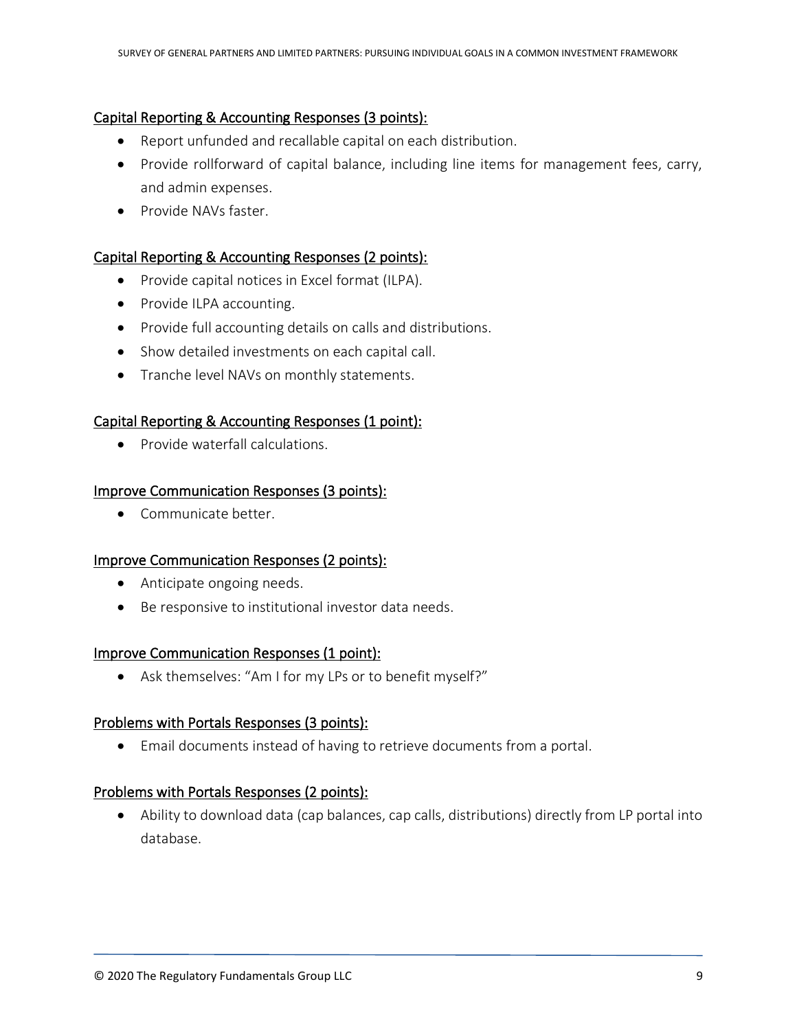Capital Reporting & Accounting Responses (3 points):

- Report unfunded and recallable capital on each distribution.
- Provide rollforward of capital balance, including line items for management fees, carry, and admin expenses.
- Provide NAVs faster.

Capital Reporting & Accounting Responses (2 points):

- Provide capital notices in Excel format (ILPA).
- Provide ILPA accounting.
- Provide full accounting details on calls and distributions.
- Show detailed investments on each capital call.
- Tranche level NAVs on monthly statements.

Capital Reporting & Accounting Responses (1 point):

- Provide waterfall calculations.

Improve Communication Responses (3 points):

- Communicate better.

Improve Communication Responses (2 points):

- Anticipate ongoing needs.
- Be responsive to institutional investor data needs.

Improve Communication Responses (1 point):

- Ask themselves: "Am I for my LPs or to benefit myself?"

Problems with Portals Responses (3 points):

- Email documents instead of having to retrieve documents from a portal.

Problems with Portals Responses (2 points):

- Ability to download data (cap balances, cap calls, distributions) directly from LP portal into database.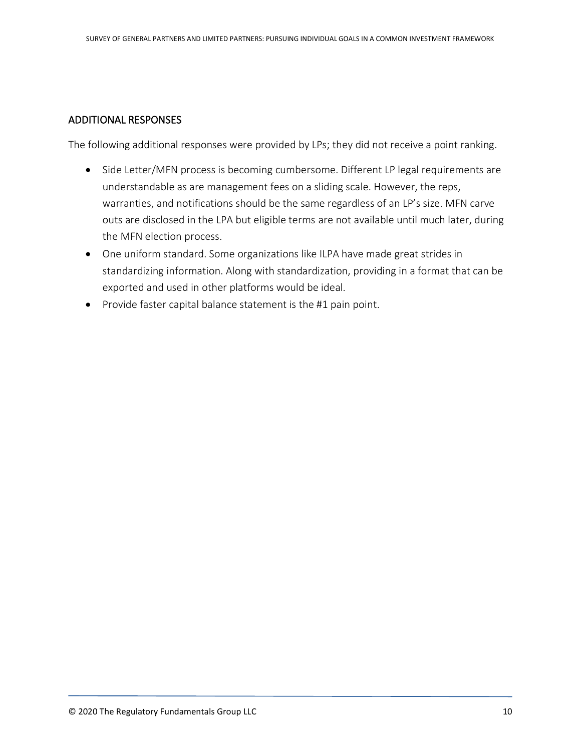## ADDITIONAL RESPONSES

The following additional responses were provided by LPs; they did not receive a point ranking.

- Side Letter/MFN process is becoming cumbersome. Different LP legal requirements are understandable as are management fees on a sliding scale. However, the reps, warranties, and notifications should be the same regardless of an LP's size. MFN carve outs are disclosed in the LPA but eligible terms are not available until much later, during the MFN election process.
- One uniform standard. Some organizations like ILPA have made great strides in standardizing information. Along with standardization, providing in a format that can be exported and used in other platforms would be ideal.
- Provide faster capital balance statement is the #1 pain point.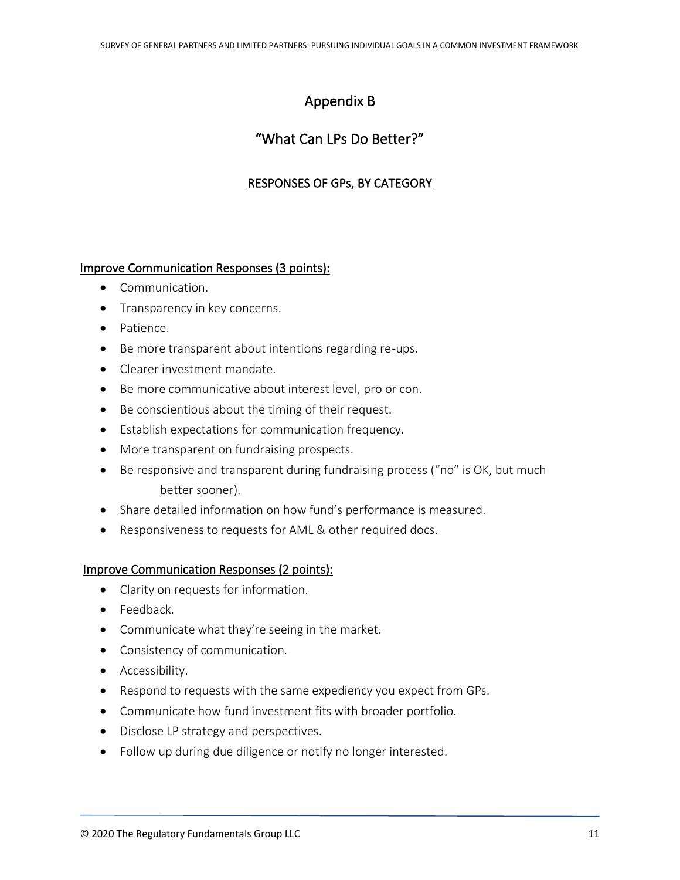# Appendix B

## "What Can LPs Do Better?"

### RESPONSES OF GPs, BY CATEGORY

#### Improve Communication Responses (3 points):

- Communication.
- Transparency in key concerns.
- Patience.
- Be more transparent about intentions regarding re-ups.
- Clearer investment mandate.
- Be more communicative about interest level, pro or con.
- Be conscientious about the timing of their request.
- Establish expectations for communication frequency.
- More transparent on fundraising prospects.
- Be responsive and transparent during fundraising process ("no" is OK, but much better sooner).
- Share detailed information on how fund's performance is measured.
- Responsiveness to requests for AML & other required docs.

#### Improve Communication Responses (2 points):

- Clarity on requests for information.
- Feedback.
- Communicate what they're seeing in the market.
- Consistency of communication.
- Accessibility.
- Respond to requests with the same expediency you expect from GPs.
- Communicate how fund investment fits with broader portfolio.
- Disclose LP strategy and perspectives.
- Follow up during due diligence or notify no longer interested.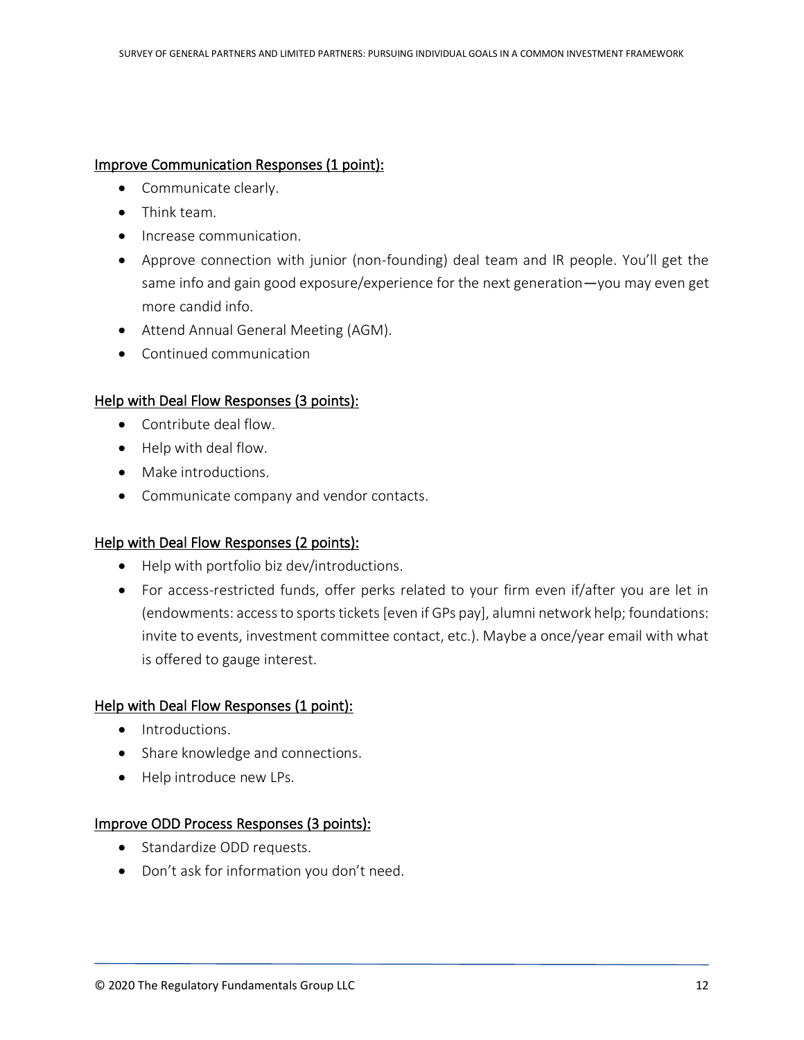<u>Improve Communication Responses (1 point):</u>

- Communicate clearly.
- Think team.
- Increase communication.
- Approve connection with junior (non-founding) deal team and IR people. You'll get the same info and gain good exposure/experience for the next generation—you may even get more candid info.
- Attend Annual General Meeting (AGM).
- Continued communication

<u>Help with Deal Flow Responses (3 points):</u>

- Contribute deal flow.
- Help with deal flow.
- Make introductions.
- Communicate company and vendor contacts.

<u>Help with Deal Flow Responses (2 points):</u>

- Help with portfolio biz dev/introductions.
- For access-restricted funds, offer perks related to your firm even if/after you are let in (endowments: access to sports tickets [even if GPs pay], alumni network help; foundations: invite to events, investment committee contact, etc.). Maybe a once/year email with what is offered to gauge interest.

<u>Help with Deal Flow Responses (1 point):</u>

- Introductions.
- Share knowledge and connections.
- Help introduce new LPs.

<u>Improve ODD Process Responses (3 points):</u>

- Standardize ODD requests.
- Don't ask for information you don't need.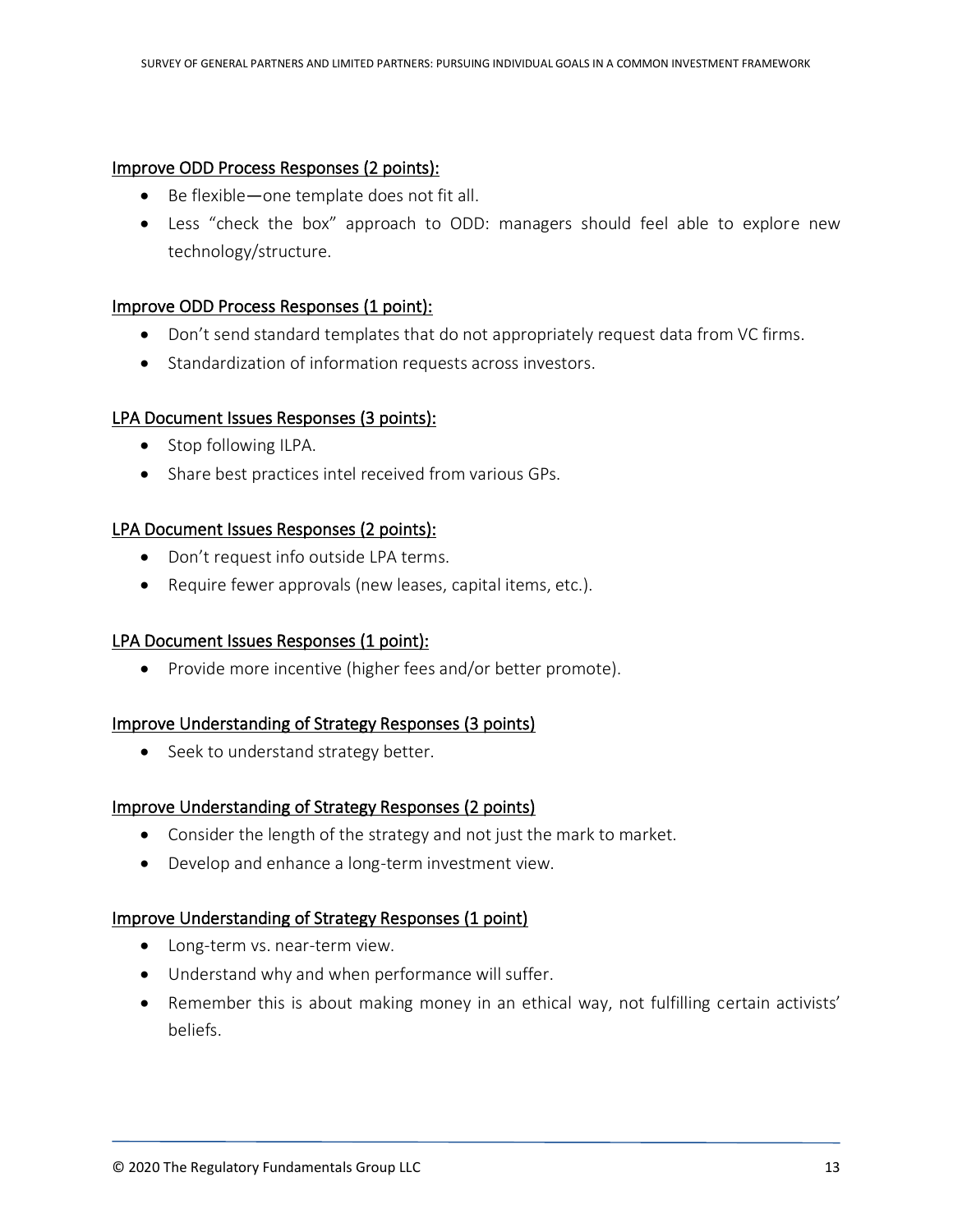Improve ODD Process Responses (2 points):

- Be flexible—one template does not fit all.
- Less "check the box" approach to ODD: managers should feel able to explore new technology/structure.

Improve ODD Process Responses (1 point):

- Don't send standard templates that do not appropriately request data from VC firms.
- Standardization of information requests across investors.

LPA Document Issues Responses (3 points):

- Stop following ILPA.
- Share best practices intel received from various GPs.

LPA Document Issues Responses (2 points):

- Don't request info outside LPA terms.
- Require fewer approvals (new leases, capital items, etc.).

LPA Document Issues Responses (1 point):

- Provide more incentive (higher fees and/or better promote).

Improve Understanding of Strategy Responses (3 points)

- Seek to understand strategy better.

Improve Understanding of Strategy Responses (2 points)

- Consider the length of the strategy and not just the mark to market.
- Develop and enhance a long-term investment view.

Improve Understanding of Strategy Responses (1 point)

- Long-term vs. near-term view.
- Understand why and when performance will suffer.
- Remember this is about making money in an ethical way, not fulfilling certain activists' beliefs.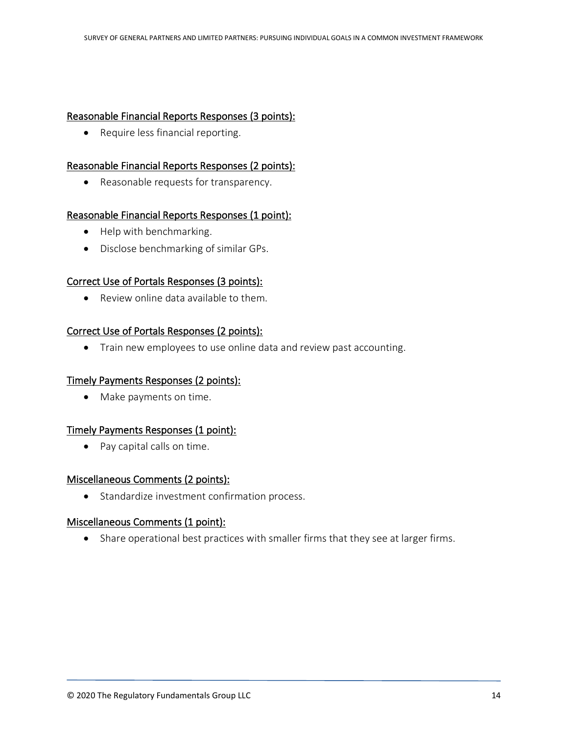Reasonable Financial Reports Responses (3 points):

- Require less financial reporting.

Reasonable Financial Reports Responses (2 points):

- Reasonable requests for transparency.

Reasonable Financial Reports Responses (1 point):

- Help with benchmarking.
- Disclose benchmarking of similar GPs.

Correct Use of Portals Responses (3 points):

- Review online data available to them.

Correct Use of Portals Responses (2 points):

- Train new employees to use online data and review past accounting.

Timely Payments Responses (2 points):

- Make payments on time.

Timely Payments Responses (1 point):

- Pay capital calls on time.

Miscellaneous Comments (2 points):

- Standardize investment confirmation process.

Miscellaneous Comments (1 point):

- Share operational best practices with smaller firms that they see at larger firms.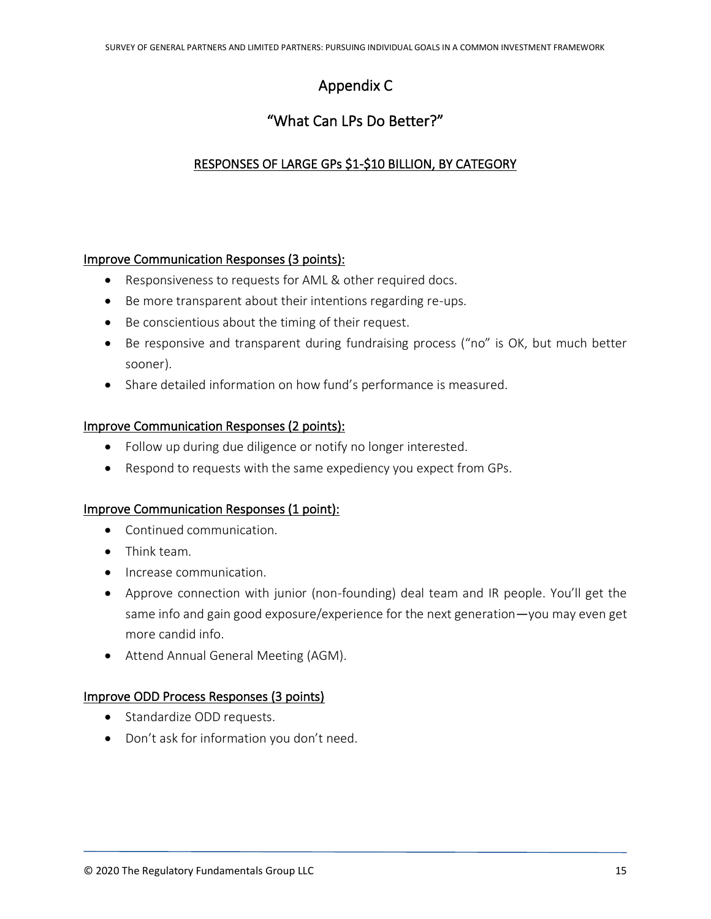# Appendix C

## "What Can LPs Do Better?"

### RESPONSES OF LARGE GPs $1-$10 BILLION, BY CATEGORY

**Improve Communication Responses (3 points):**

- Responsiveness to requests for AML & other required docs.
- Be more transparent about their intentions regarding re-ups.
- Be conscientious about the timing of their request.
- Be responsive and transparent during fundraising process ("no" is OK, but much better sooner).
- Share detailed information on how fund's performance is measured.

**Improve Communication Responses (2 points):**

- Follow up during due diligence or notify no longer interested.
- Respond to requests with the same expediency you expect from GPs.

**Improve Communication Responses (1 point):**

- Continued communication.
- Think team.
- Increase communication.
- Approve connection with junior (non-founding) deal team and IR people. You'll get the same info and gain good exposure/experience for the next generation—you may even get more candid info.
- Attend Annual General Meeting (AGM).

**Improve ODD Process Responses (3 points)**

- Standardize ODD requests.
- Don't ask for information you don't need.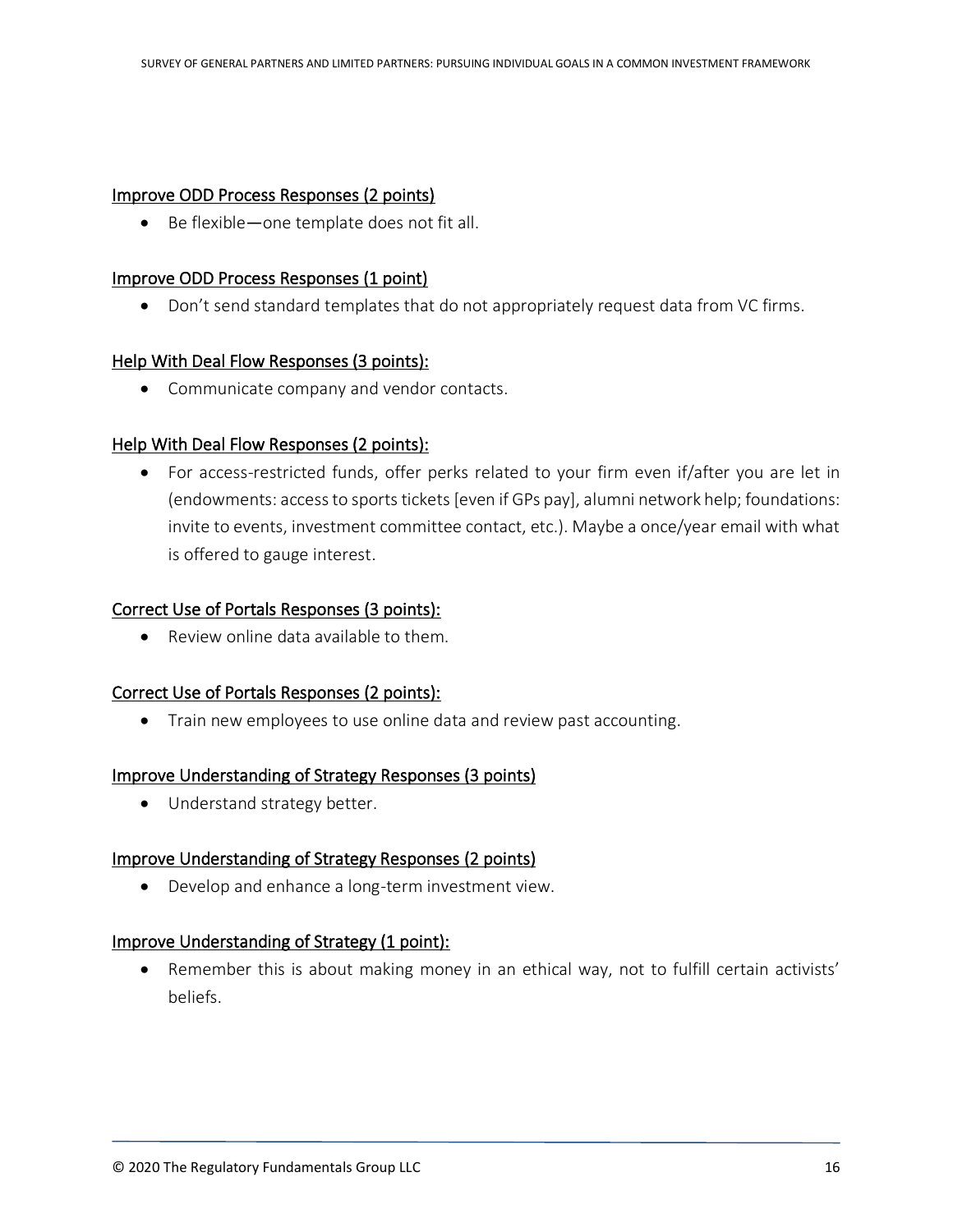Improve ODD Process Responses (2 points)

- Be flexible—one template does not fit all.

Improve ODD Process Responses (1 point)

- Don't send standard templates that do not appropriately request data from VC firms.

Help With Deal Flow Responses (3 points):

- Communicate company and vendor contacts.

Help With Deal Flow Responses (2 points):

- For access-restricted funds, offer perks related to your firm even if/after you are let in (endowments: access to sports tickets [even if GPs pay], alumni network help; foundations: invite to events, investment committee contact, etc.). Maybe a once/year email with what is offered to gauge interest.

Correct Use of Portals Responses (3 points):

- Review online data available to them.

Correct Use of Portals Responses (2 points):

- Train new employees to use online data and review past accounting.

Improve Understanding of Strategy Responses (3 points)

- Understand strategy better.

Improve Understanding of Strategy Responses (2 points)

- Develop and enhance a long-term investment view.

Improve Understanding of Strategy (1 point):

- Remember this is about making money in an ethical way, not to fulfill certain activists' beliefs.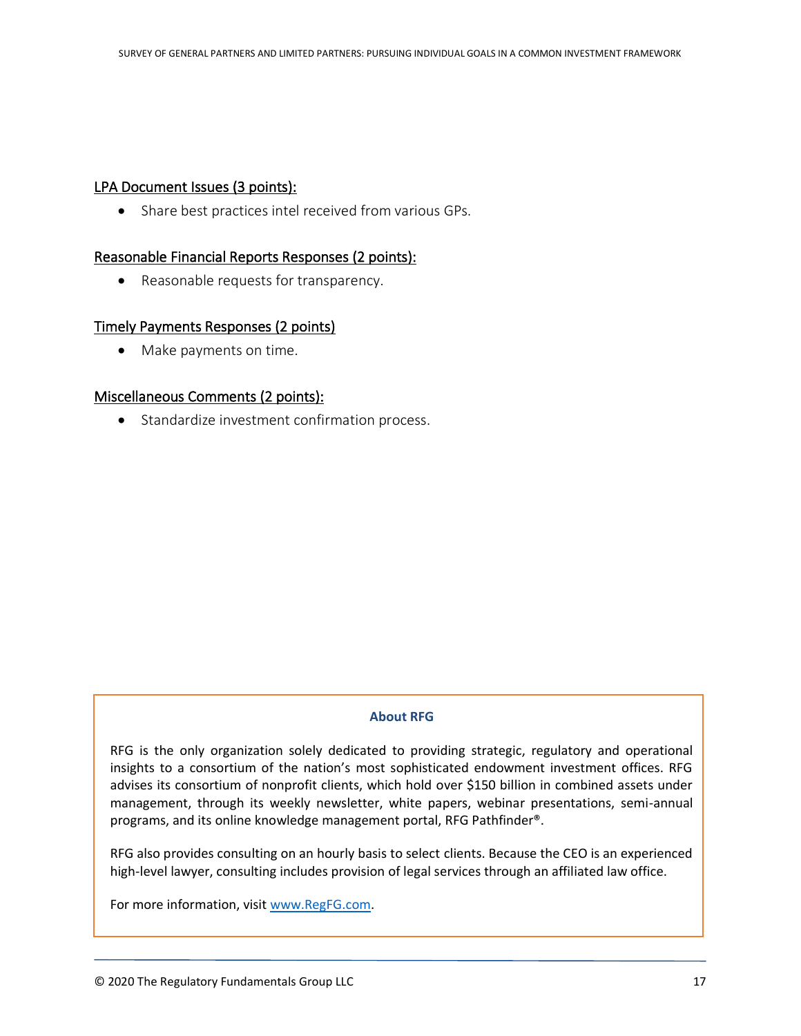LPA Document Issues (3 points):

- Share best practices intel received from various GPs.

Reasonable Financial Reports Responses (2 points):

- Reasonable requests for transparency.

Timely Payments Responses (2 points)

- Make payments on time.

Miscellaneous Comments (2 points):

- Standardize investment confirmation process.

**About RFG**

RFG is the only organization solely dedicated to providing strategic, regulatory and operational insights to a consortium of the nation's most sophisticated endowment investment offices. RFG advises its consortium of nonprofit clients, which hold over $150 billion in combined assets under management, through its weekly newsletter, white papers, webinar presentations, semi-annual programs, and its online knowledge management portal, RFG Pathfinder®.

RFG also provides consulting on an hourly basis to select clients. Because the CEO is an experienced high-level lawyer, consulting includes provision of legal services through an affiliated law office.

For more information, visit [www.RegFG.com](http://www.RegFG.com).

© 2020 The Regulatory Fundamentals Group LLC